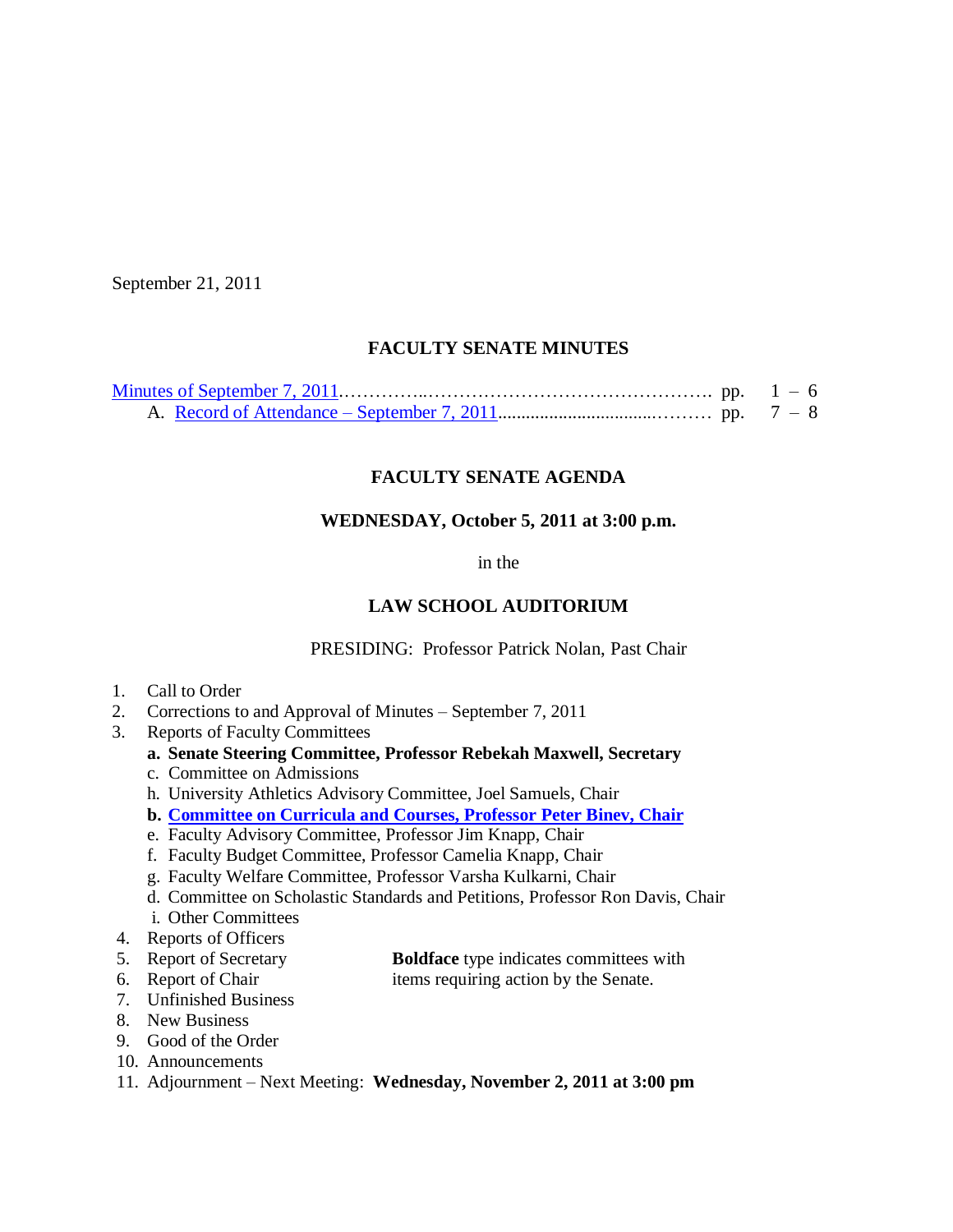September 21, 2011

## FACULTY SENATE MINUTES

Minutes of September 7, 2011…………..………………………………………. pp. 1 – 6
    A. Record of Attendance – September 7, 2011...............................……… pp. 7 – 8

## FACULTY SENATE AGENDA

### WEDNESDAY, October 5, 2011 at 3:00 p.m.

in the

### LAW SCHOOL AUDITORIUM

PRESIDING: Professor Patrick Nolan, Past Chair

1. Call to Order
2. Corrections to and Approval of Minutes – September 7, 2011
3. Reports of Faculty Committees
    **a. Senate Steering Committee, Professor Rebekah Maxwell, Secretary**
    c. Committee on Admissions
    h. University Athletics Advisory Committee, Joel Samuels, Chair
    **b. Committee on Curricula and Courses, Professor Peter Binev, Chair**
    e. Faculty Advisory Committee, Professor Jim Knapp, Chair
    f. Faculty Budget Committee, Professor Camelia Knapp, Chair
    g. Faculty Welfare Committee, Professor Varsha Kulkarni, Chair
    d. Committee on Scholastic Standards and Petitions, Professor Ron Davis, Chair
    i. Other Committees
4. Reports of Officers
5. Report of Secretary
6. Report of Chair
7. Unfinished Business
8. New Business
9. Good of the Order
10. Announcements
11. Adjournment – Next Meeting: **Wednesday, November 2, 2011 at 3:00 pm**

**Boldface** type indicates committees with items requiring action by the Senate.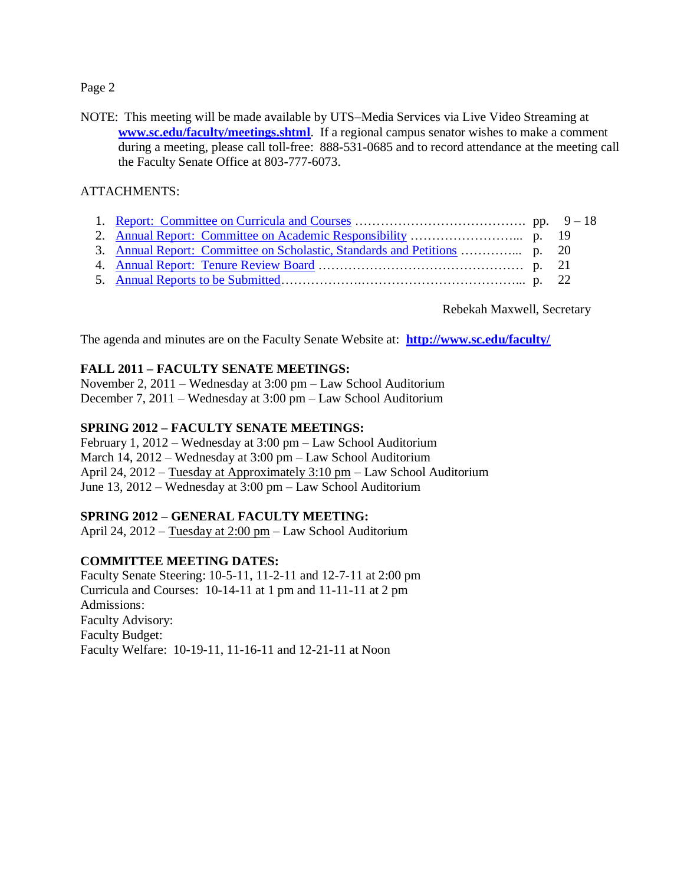NOTE: This meeting will be made available by UTS–Media Services via Live Video Streaming at **www.sc.edu/faculty/meetings.shtml**. If a regional campus senator wishes to make a comment during a meeting, please call toll-free: 888-531-0685 and to record attendance at the meeting call the Faculty Senate Office at 803-777-6073.

ATTACHMENTS:

1. Report: Committee on Curricula and Courses …………………………………. pp. 9 – 18
2. Annual Report: Committee on Academic Responsibility ……………………... p. 19
3. Annual Report: Committee on Scholastic, Standards and Petitions …………... p. 20
4. Annual Report: Tenure Review Board ………………………………………… p. 21
5. Annual Reports to be Submitted……………….………………………………... p. 22

Rebekah Maxwell, Secretary

The agenda and minutes are on the Faculty Senate Website at: **http://www.sc.edu/faculty/**

**FALL 2011 – FACULTY SENATE MEETINGS:**
November 2, 2011 – Wednesday at 3:00 pm – Law School Auditorium
December 7, 2011 – Wednesday at 3:00 pm – Law School Auditorium

**SPRING 2012 – FACULTY SENATE MEETINGS:**
February 1, 2012 – Wednesday at 3:00 pm – Law School Auditorium
March 14, 2012 – Wednesday at 3:00 pm – Law School Auditorium
April 24, 2012 – Tuesday at Approximately 3:10 pm – Law School Auditorium
June 13, 2012 – Wednesday at 3:00 pm – Law School Auditorium

**SPRING 2012 – GENERAL FACULTY MEETING:**
April 24, 2012 – Tuesday at 2:00 pm – Law School Auditorium

**COMMITTEE MEETING DATES:**
Faculty Senate Steering: 10-5-11, 11-2-11 and 12-7-11 at 2:00 pm
Curricula and Courses: 10-14-11 at 1 pm and 11-11-11 at 2 pm
Admissions:
Faculty Advisory:
Faculty Budget:
Faculty Welfare: 10-19-11, 11-16-11 and 12-21-11 at Noon